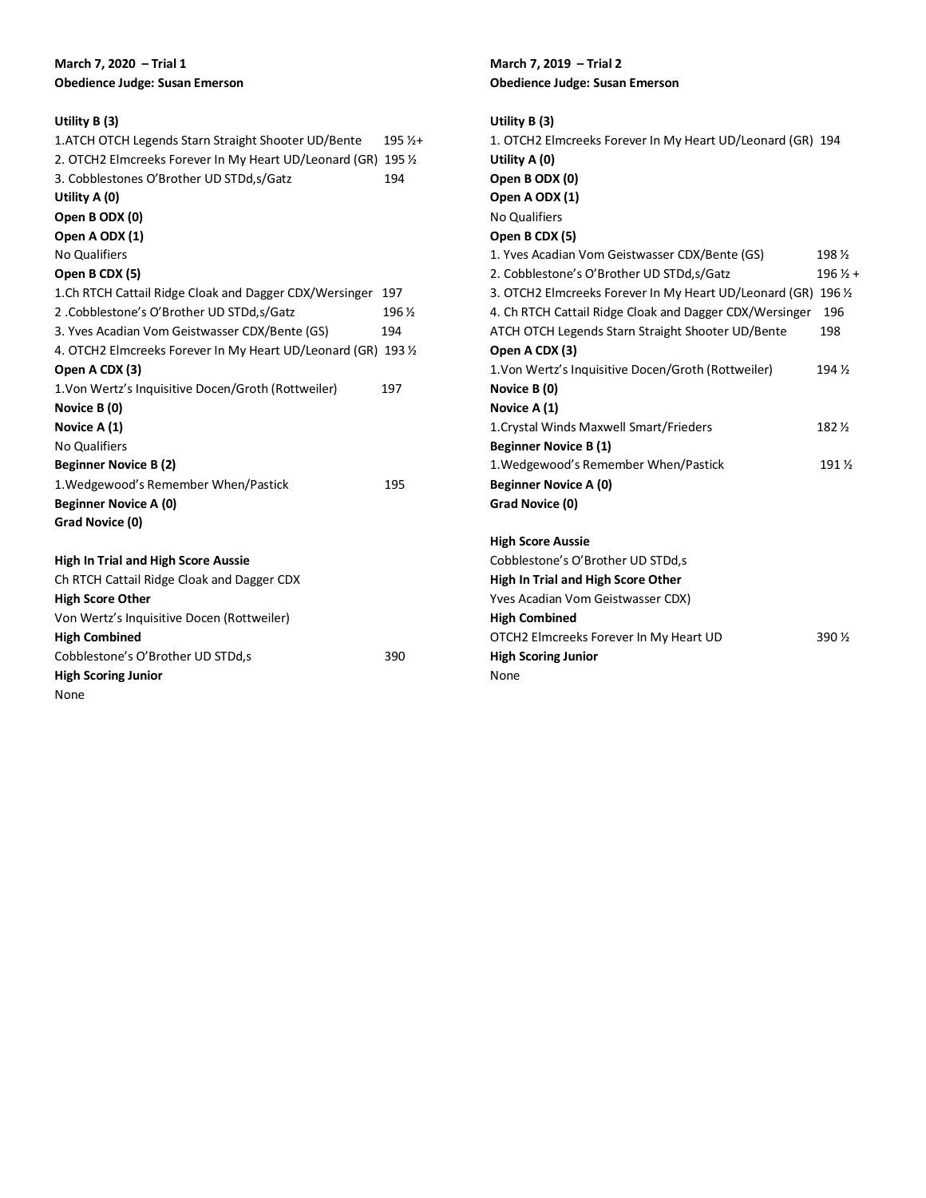**March 7, 2020 – Trial 1**
**Obedience Judge: Susan Emerson**

**Utility B (3)**
1.ATCH OTCH Legends Starn Straight Shooter UD/Bente 195 ½+
2. OTCH2 Elmcreeks Forever In My Heart UD/Leonard (GR) 195 ½
3. Cobblestones O'Brother UD STDd,s/Gatz 194

**Utility A (0)**

**Open B ODX (0)**

**Open A ODX (1)**
No Qualifiers

**Open B CDX (5)**
1.Ch RTCH Cattail Ridge Cloak and Dagger CDX/Wersinger 197
2 .Cobblestone's O'Brother UD STDd,s/Gatz 196 ½
3. Yves Acadian Vom Geistwasser CDX/Bente (GS) 194
4. OTCH2 Elmcreeks Forever In My Heart UD/Leonard (GR) 193 ½

**Open A CDX (3)**
1.Von Wertz's Inquisitive Docen/Groth (Rottweiler) 197

**Novice B (0)**

**Novice A (1)**
No Qualifiers

**Beginner Novice B (2)**
1.Wedgewood's Remember When/Pastick 195

**Beginner Novice A (0)**

**Grad Novice (0)**

**High In Trial and High Score Aussie**
Ch RTCH Cattail Ridge Cloak and Dagger CDX

**High Score Other**
Von Wertz's Inquisitive Docen (Rottweiler)

**High Combined**
Cobblestone's O'Brother UD STDd,s 390

**High Scoring Junior**
None

**March 7, 2019 – Trial 2**
**Obedience Judge: Susan Emerson**

**Utility B (3)**
1. OTCH2 Elmcreeks Forever In My Heart UD/Leonard (GR) 194

**Utility A (0)**

**Open B ODX (0)**

**Open A ODX (1)**
No Qualifiers

**Open B CDX (5)**
1. Yves Acadian Vom Geistwasser CDX/Bente (GS) 198 ½
2. Cobblestone's O'Brother UD STDd,s/Gatz 196 ½ +
3. OTCH2 Elmcreeks Forever In My Heart UD/Leonard (GR) 196 ½
4. Ch RTCH Cattail Ridge Cloak and Dagger CDX/Wersinger 196
ATCH OTCH Legends Starn Straight Shooter UD/Bente 198

**Open A CDX (3)**
1.Von Wertz's Inquisitive Docen/Groth (Rottweiler) 194 ½

**Novice B (0)**

**Novice A (1)**
1.Crystal Winds Maxwell Smart/Frieders 182 ½

**Beginner Novice B (1)**
1.Wedgewood's Remember When/Pastick 191 ½

**Beginner Novice A (0)**

**Grad Novice (0)**

**High Score Aussie**
Cobblestone's O'Brother UD STDd,s

**High In Trial and High Score Other**
Yves Acadian Vom Geistwasser CDX)

**High Combined**
OTCH2 Elmcreeks Forever In My Heart UD 390 ½

**High Scoring Junior**
None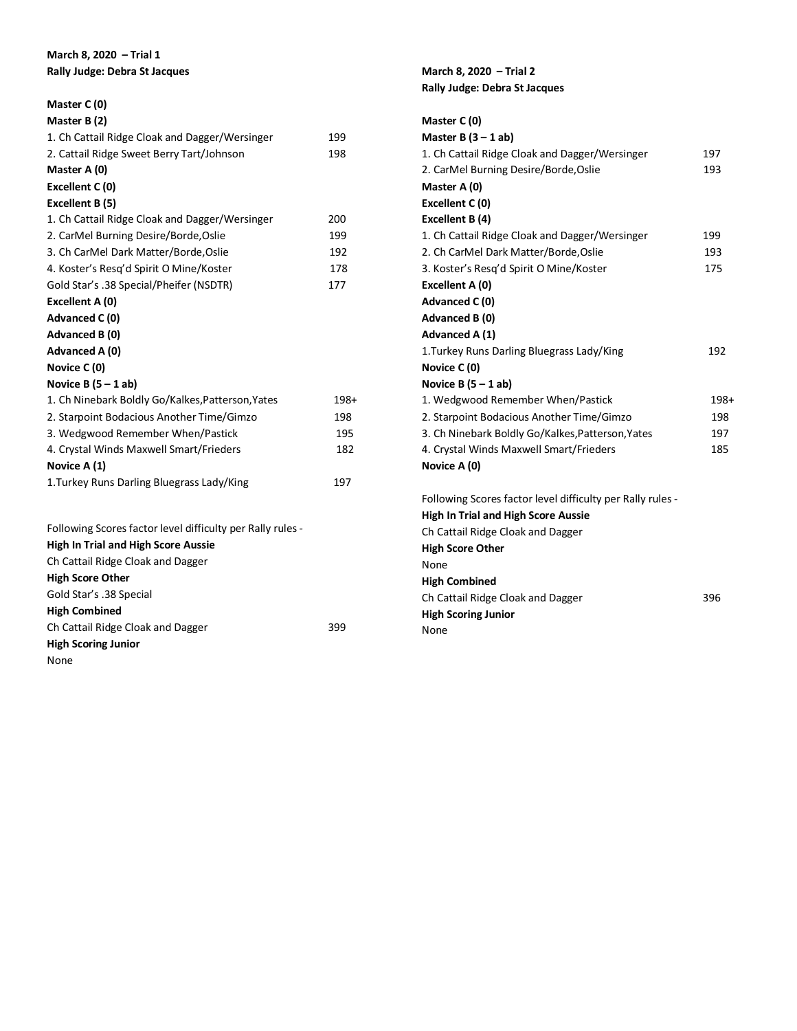**March 8, 2020 – Trial 1**
**Rally Judge: Debra St Jacques**

**Master C (0)**
**Master B (2)**

| | |
|---|---|
| 1. Ch Cattail Ridge Cloak and Dagger/Wersinger | 199 |
| 2. Cattail Ridge Sweet Berry Tart/Johnson | 198 |

**Master A (0)**
**Excellent C (0)**
**Excellent B (5)**

| | |
|---|---|
| 1. Ch Cattail Ridge Cloak and Dagger/Wersinger | 200 |
| 2. CarMel Burning Desire/Borde,Oslie | 199 |
| 3. Ch CarMel Dark Matter/Borde,Oslie | 192 |
| 4. Koster's Resq'd Spirit O Mine/Koster | 178 |
| Gold Star's .38 Special/Pheifer (NSDTR) | 177 |

**Excellent A (0)**
**Advanced C (0)**
**Advanced B (0)**
**Advanced A (0)**
**Novice C (0)**
**Novice B (5 – 1 ab)**

| | |
|---|---|
| 1. Ch Ninebark Boldly Go/Kalkes,Patterson,Yates | 198+ |
| 2. Starpoint Bodacious Another Time/Gimzo | 198 |
| 3. Wedgwood Remember When/Pastick | 195 |
| 4. Crystal Winds Maxwell Smart/Frieders | 182 |

**Novice A (1)**

| | |
|---|---|
| 1.Turkey Runs Darling Bluegrass Lady/King | 197 |

Following Scores factor level difficulty per Rally rules -

**High In Trial and High Score Aussie**
Ch Cattail Ridge Cloak and Dagger

**High Score Other**
Gold Star's .38 Special

**High Combined**
Ch Cattail Ridge Cloak and Dagger 399

**High Scoring Junior**
None

**March 8, 2020 – Trial 2**
**Rally Judge: Debra St Jacques**

**Master C (0)**
**Master B (3 – 1 ab)**

| | |
|---|---|
| 1. Ch Cattail Ridge Cloak and Dagger/Wersinger | 197 |
| 2. CarMel Burning Desire/Borde,Oslie | 193 |

**Master A (0)**
**Excellent C (0)**
**Excellent B (4)**

| | |
|---|---|
| 1. Ch Cattail Ridge Cloak and Dagger/Wersinger | 199 |
| 2. Ch CarMel Dark Matter/Borde,Oslie | 193 |
| 3. Koster's Resq'd Spirit O Mine/Koster | 175 |

**Excellent A (0)**
**Advanced C (0)**
**Advanced B (0)**
**Advanced A (1)**

| | |
|---|---|
| 1.Turkey Runs Darling Bluegrass Lady/King | 192 |

**Novice C (0)**
**Novice B (5 – 1 ab)**

| | |
|---|---|
| 1. Wedgwood Remember When/Pastick | 198+ |
| 2. Starpoint Bodacious Another Time/Gimzo | 198 |
| 3. Ch Ninebark Boldly Go/Kalkes,Patterson,Yates | 197 |
| 4. Crystal Winds Maxwell Smart/Frieders | 185 |

**Novice A (0)**

Following Scores factor level difficulty per Rally rules -

**High In Trial and High Score Aussie**
Ch Cattail Ridge Cloak and Dagger

**High Score Other**
None

**High Combined**
Ch Cattail Ridge Cloak and Dagger 396

**High Scoring Junior**
None